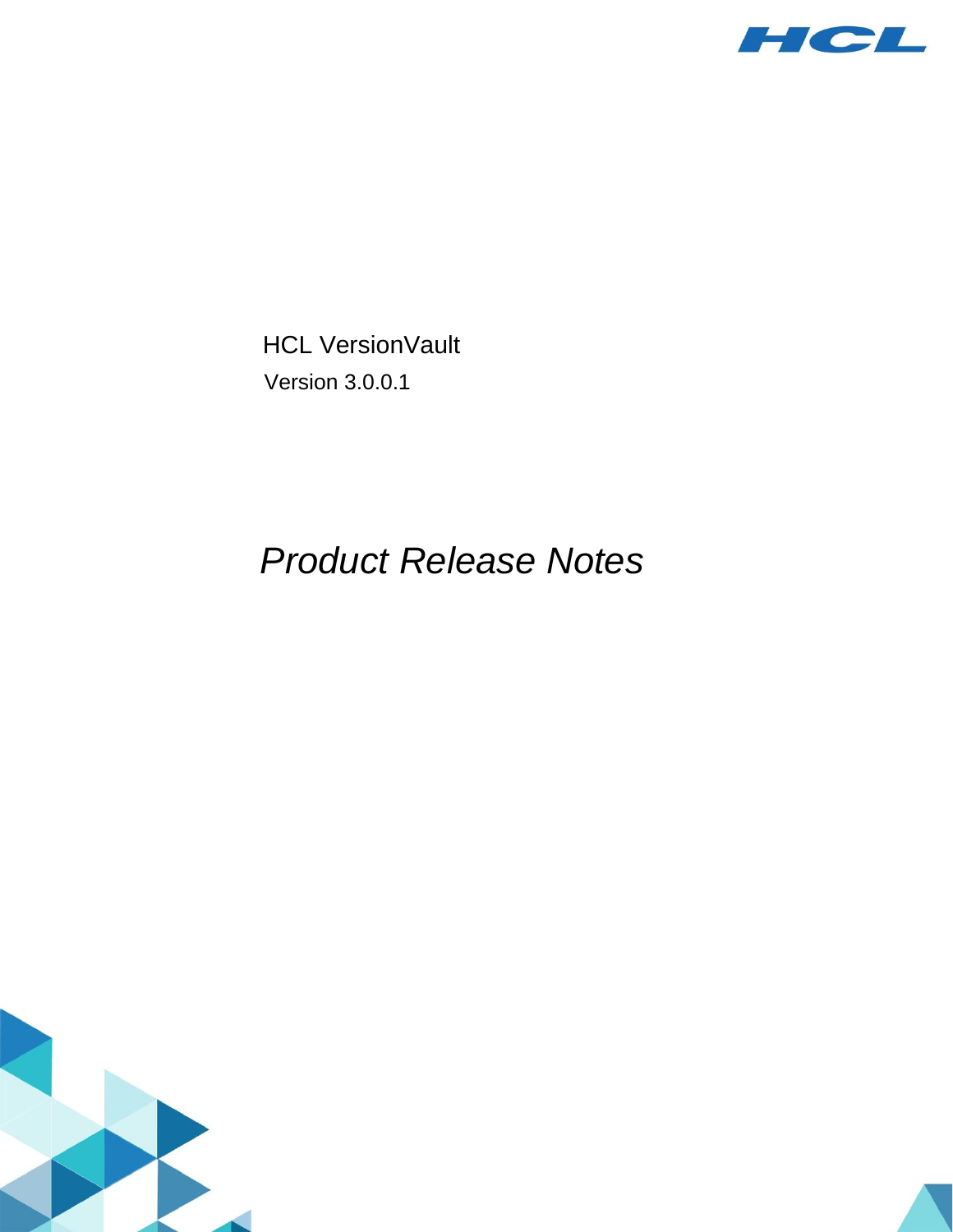HCL VersionVault

Version 3.0.0.1

# *Product Release Notes*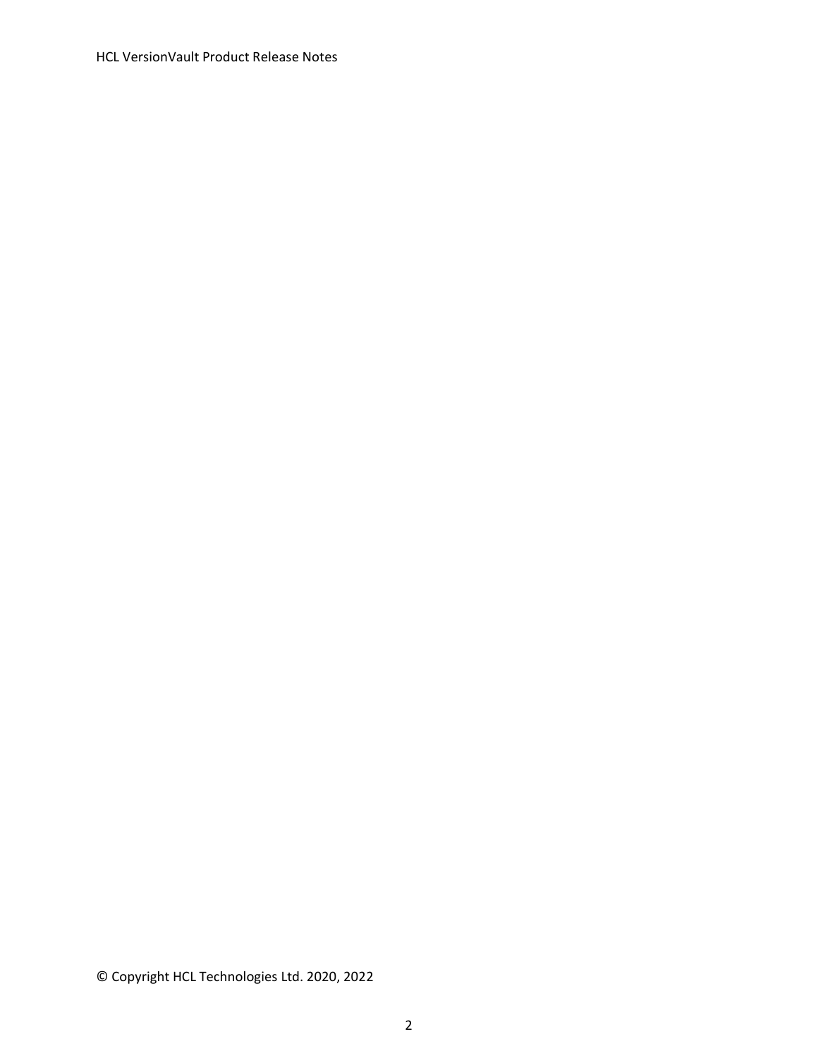© Copyright HCL Technologies Ltd. 2020, 2022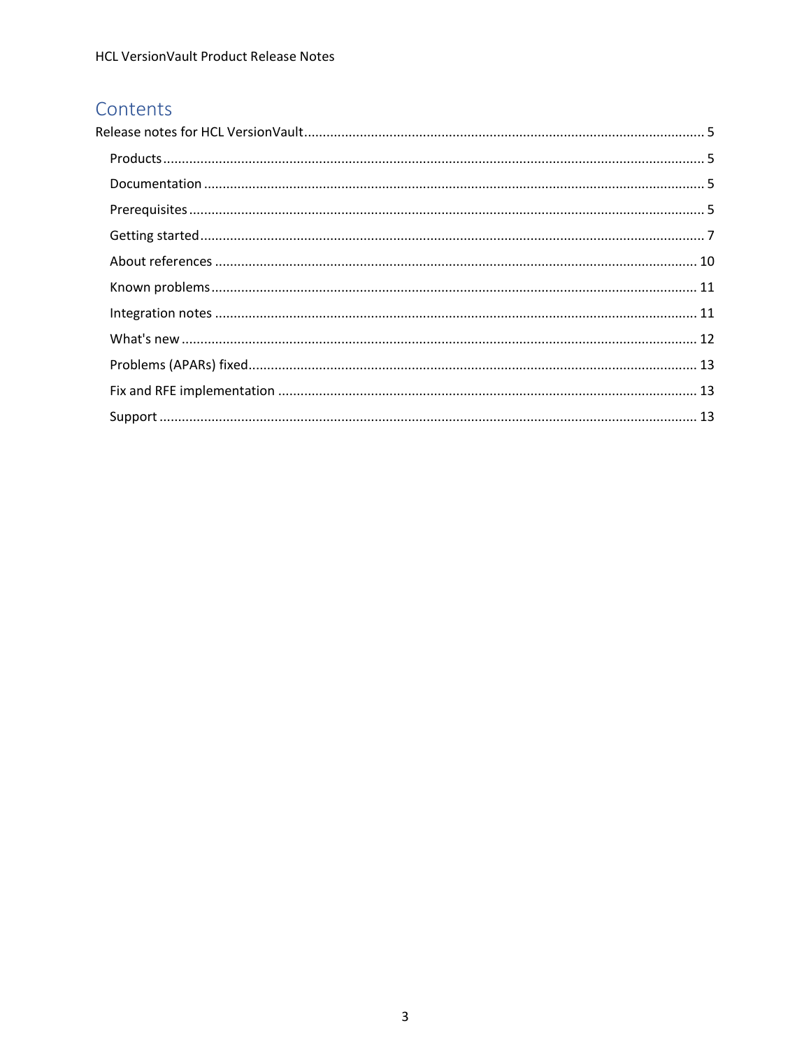# Contents

Release notes for HCL VersionVault ........................................................................................................ 5

- Products ........................................................................................................................................ 5
- Documentation .............................................................................................................................. 5
- Prerequisites .................................................................................................................................. 5
- Getting started ............................................................................................................................... 7
- About references .......................................................................................................................... 10
- Known problems .......................................................................................................................... 11
- Integration notes .......................................................................................................................... 11
- What's new ................................................................................................................................... 12
- Problems (APARs) fixed ................................................................................................................. 13
- Fix and RFE implementation ......................................................................................................... 13
- Support ......................................................................................................................................... 13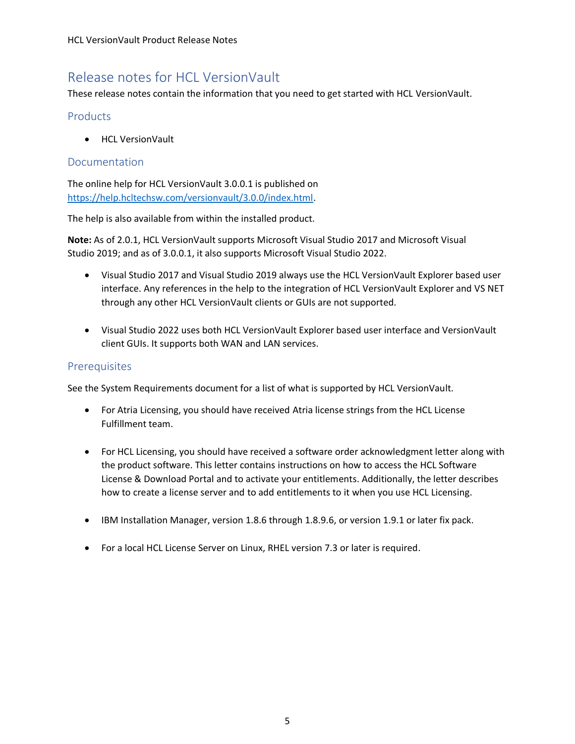# Release notes for HCL VersionVault

These release notes contain the information that you need to get started with HCL VersionVault.

## Products

- HCL VersionVault

## Documentation

The online help for HCL VersionVault 3.0.0.1 is published on [https://help.hcltechsw.com/versionvault/3.0.0/index.html](https://help.hcltechsw.com/versionvault/3.0.0/index.html).

The help is also available from within the installed product.

**Note:** As of 2.0.1, HCL VersionVault supports Microsoft Visual Studio 2017 and Microsoft Visual Studio 2019; and as of 3.0.0.1, it also supports Microsoft Visual Studio 2022.

- Visual Studio 2017 and Visual Studio 2019 always use the HCL VersionVault Explorer based user interface. Any references in the help to the integration of HCL VersionVault Explorer and VS NET through any other HCL VersionVault clients or GUIs are not supported.

- Visual Studio 2022 uses both HCL VersionVault Explorer based user interface and VersionVault client GUIs. It supports both WAN and LAN services.

## Prerequisites

See the System Requirements document for a list of what is supported by HCL VersionVault.

- For Atria Licensing, you should have received Atria license strings from the HCL License Fulfillment team.

- For HCL Licensing, you should have received a software order acknowledgment letter along with the product software. This letter contains instructions on how to access the HCL Software License & Download Portal and to activate your entitlements. Additionally, the letter describes how to create a license server and to add entitlements to it when you use HCL Licensing.

- IBM Installation Manager, version 1.8.6 through 1.8.9.6, or version 1.9.1 or later fix pack.

- For a local HCL License Server on Linux, RHEL version 7.3 or later is required.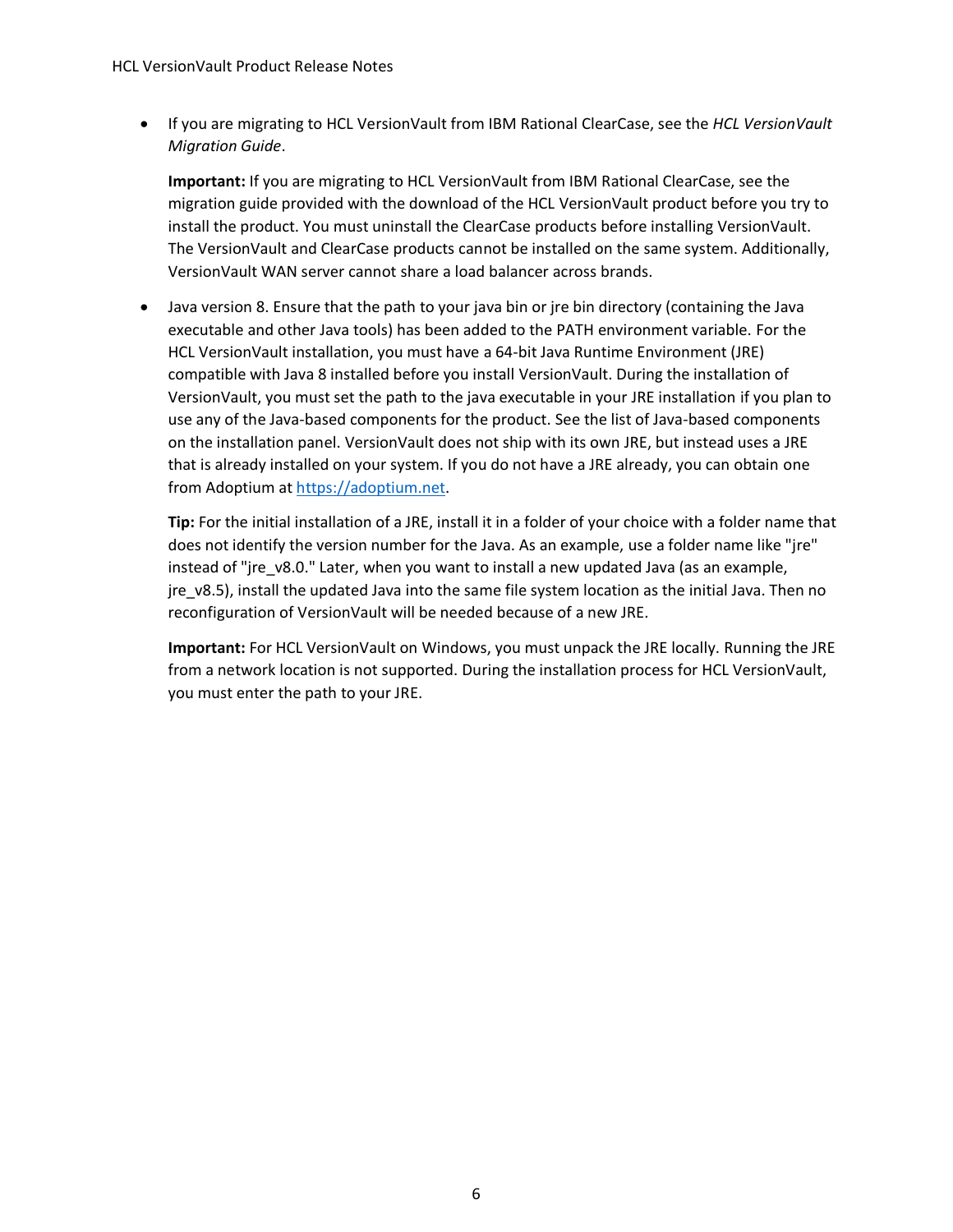- If you are migrating to HCL VersionVault from IBM Rational ClearCase, see the *HCL VersionVault Migration Guide*.

  **Important:** If you are migrating to HCL VersionVault from IBM Rational ClearCase, see the migration guide provided with the download of the HCL VersionVault product before you try to install the product. You must uninstall the ClearCase products before installing VersionVault. The VersionVault and ClearCase products cannot be installed on the same system. Additionally, VersionVault WAN server cannot share a load balancer across brands.

- Java version 8. Ensure that the path to your java bin or jre bin directory (containing the Java executable and other Java tools) has been added to the PATH environment variable. For the HCL VersionVault installation, you must have a 64-bit Java Runtime Environment (JRE) compatible with Java 8 installed before you install VersionVault. During the installation of VersionVault, you must set the path to the java executable in your JRE installation if you plan to use any of the Java-based components for the product. See the list of Java-based components on the installation panel. VersionVault does not ship with its own JRE, but instead uses a JRE that is already installed on your system. If you do not have a JRE already, you can obtain one from Adoptium at [https://adoptium.net](https://adoptium.net).

  **Tip:** For the initial installation of a JRE, install it in a folder of your choice with a folder name that does not identify the version number for the Java. As an example, use a folder name like "jre" instead of "jre_v8.0." Later, when you want to install a new updated Java (as an example, jre_v8.5), install the updated Java into the same file system location as the initial Java. Then no reconfiguration of VersionVault will be needed because of a new JRE.

  **Important:** For HCL VersionVault on Windows, you must unpack the JRE locally. Running the JRE from a network location is not supported. During the installation process for HCL VersionVault, you must enter the path to your JRE.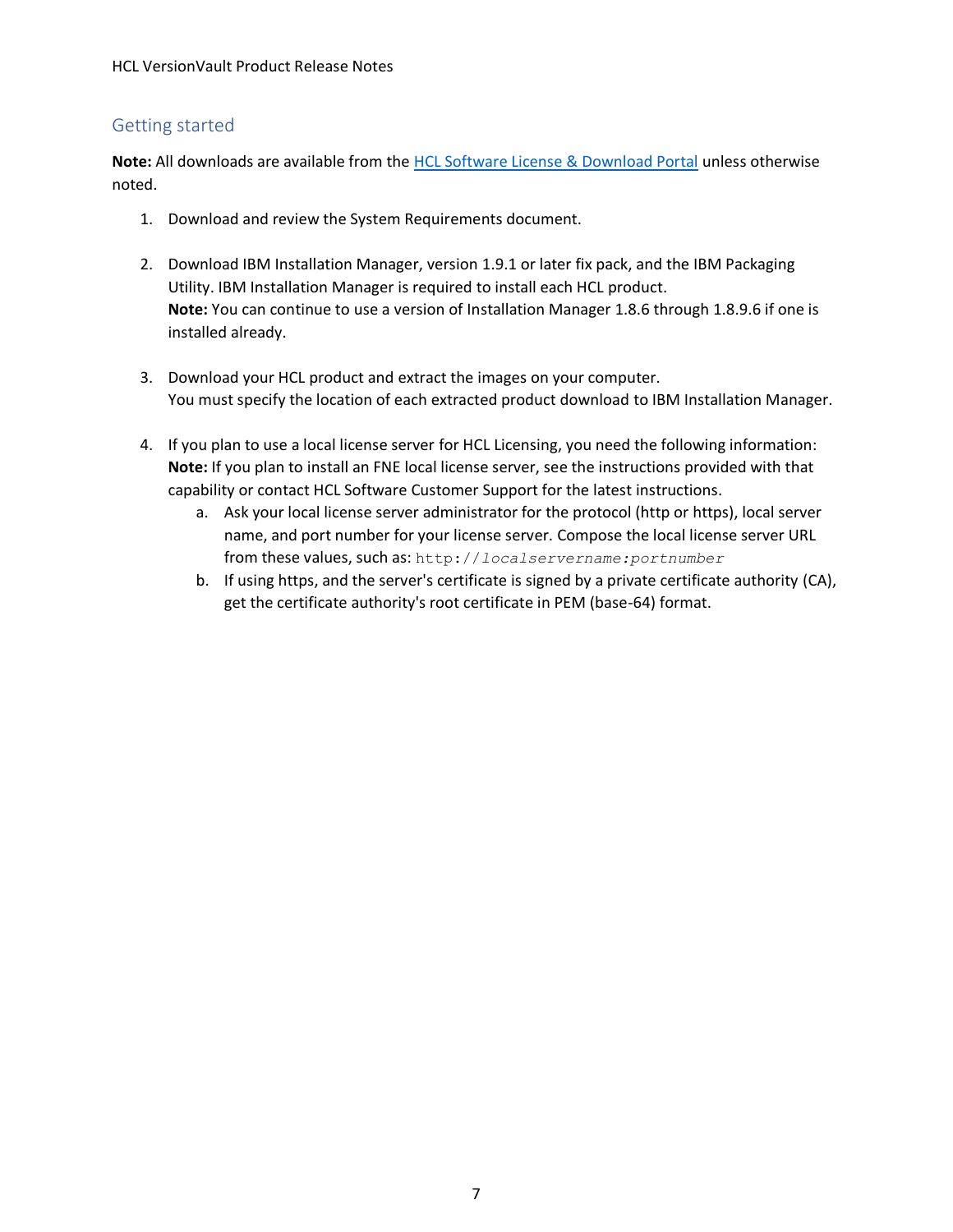## Getting started

**Note:** All downloads are available from the [HCL Software License & Download Portal]() unless otherwise noted.

1. Download and review the System Requirements document.

2. Download IBM Installation Manager, version 1.9.1 or later fix pack, and the IBM Packaging Utility. IBM Installation Manager is required to install each HCL product.
   **Note:** You can continue to use a version of Installation Manager 1.8.6 through 1.8.9.6 if one is installed already.

3. Download your HCL product and extract the images on your computer.
   You must specify the location of each extracted product download to IBM Installation Manager.

4. If you plan to use a local license server for HCL Licensing, you need the following information:
   **Note:** If you plan to install an FNE local license server, see the instructions provided with that capability or contact HCL Software Customer Support for the latest instructions.
   a. Ask your local license server administrator for the protocol (http or https), local server name, and port number for your license server. Compose the local license server URL from these values, such as: `http://`*`localservername:portnumber`*
   b. If using https, and the server's certificate is signed by a private certificate authority (CA), get the certificate authority's root certificate in PEM (base-64) format.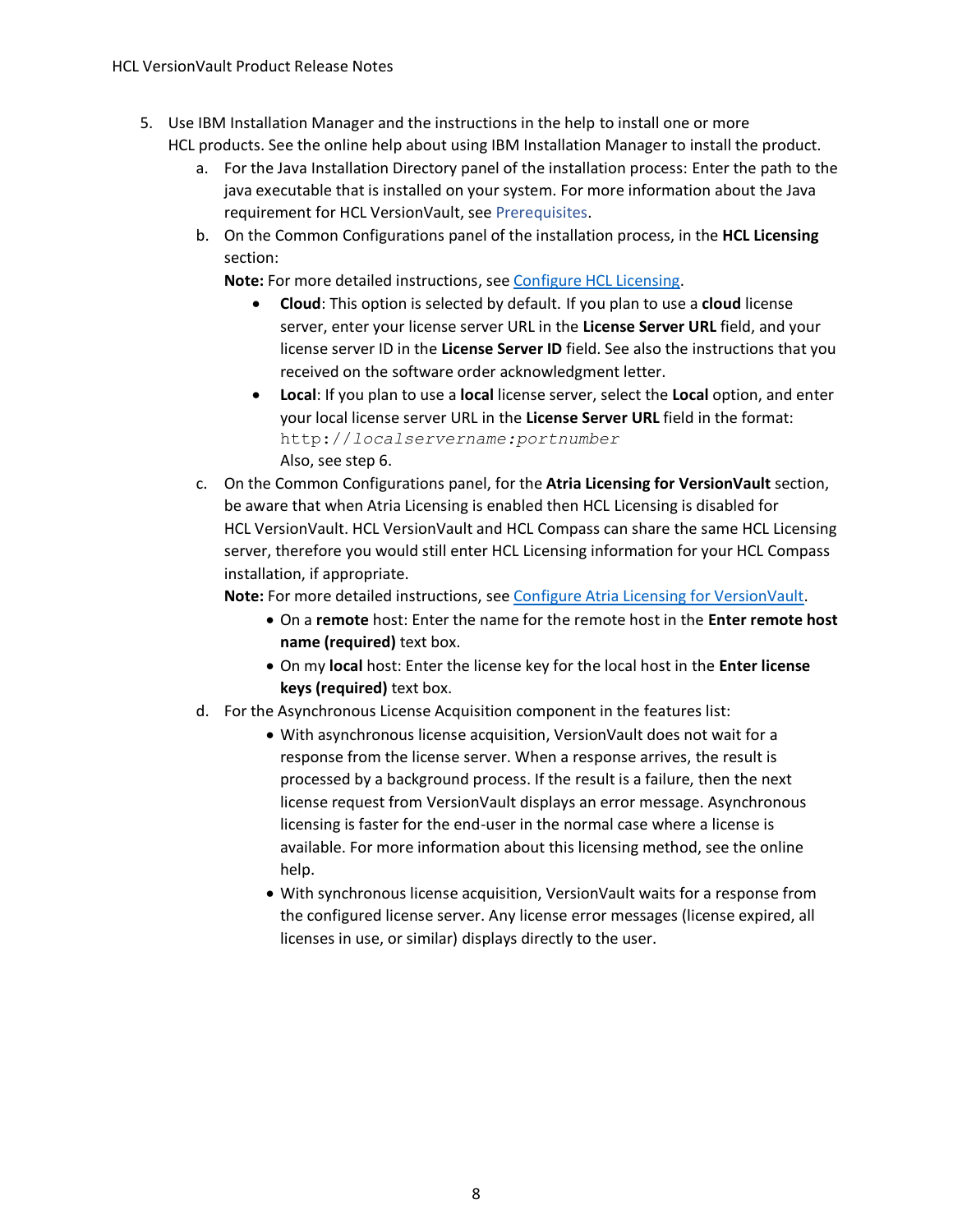5. Use IBM Installation Manager and the instructions in the help to install one or more HCL products. See the online help about using IBM Installation Manager to install the product.
   a. For the Java Installation Directory panel of the installation process: Enter the path to the java executable that is installed on your system. For more information about the Java requirement for HCL VersionVault, see Prerequisites.
   b. On the Common Configurations panel of the installation process, in the **HCL Licensing** section:
      **Note:** For more detailed instructions, see Configure HCL Licensing.
      - **Cloud**: This option is selected by default. If you plan to use a **cloud** license server, enter your license server URL in the **License Server URL** field, and your license server ID in the **License Server ID** field. See also the instructions that you received on the software order acknowledgment letter.
      - **Local**: If you plan to use a **local** license server, select the **Local** option, and enter your local license server URL in the **License Server URL** field in the format: `http://localservername:portnumber`
        Also, see step 6.
   c. On the Common Configurations panel, for the **Atria Licensing for VersionVault** section, be aware that when Atria Licensing is enabled then HCL Licensing is disabled for HCL VersionVault. HCL VersionVault and HCL Compass can share the same HCL Licensing server, therefore you would still enter HCL Licensing information for your HCL Compass installation, if appropriate.
      **Note:** For more detailed instructions, see Configure Atria Licensing for VersionVault.
      - On a **remote** host: Enter the name for the remote host in the **Enter remote host name (required)** text box.
      - On my **local** host: Enter the license key for the local host in the **Enter license keys (required)** text box.
   d. For the Asynchronous License Acquisition component in the features list:
      - With asynchronous license acquisition, VersionVault does not wait for a response from the license server. When a response arrives, the result is processed by a background process. If the result is a failure, then the next license request from VersionVault displays an error message. Asynchronous licensing is faster for the end-user in the normal case where a license is available. For more information about this licensing method, see the online help.
      - With synchronous license acquisition, VersionVault waits for a response from the configured license server. Any license error messages (license expired, all licenses in use, or similar) displays directly to the user.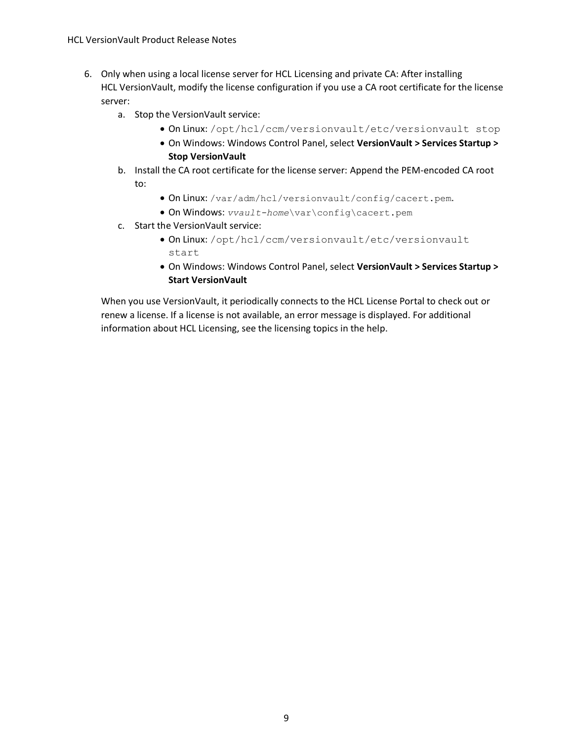6. Only when using a local license server for HCL Licensing and private CA: After installing HCL VersionVault, modify the license configuration if you use a CA root certificate for the license server:
    a. Stop the VersionVault service:
        - On Linux: `/opt/hcl/ccm/versionvault/etc/versionvault stop`
        - On Windows: Windows Control Panel, select **VersionVault > Services Startup > Stop VersionVault**
    b. Install the CA root certificate for the license server: Append the PEM-encoded CA root to:
        - On Linux: `/var/adm/hcl/versionvault/config/cacert.pem`.
        - On Windows: *`vvault-home`*`\var\config\cacert.pem`
    c. Start the VersionVault service:
        - On Linux: `/opt/hcl/ccm/versionvault/etc/versionvault start`
        - On Windows: Windows Control Panel, select **VersionVault > Services Startup > Start VersionVault**

    When you use VersionVault, it periodically connects to the HCL License Portal to check out or renew a license. If a license is not available, an error message is displayed. For additional information about HCL Licensing, see the licensing topics in the help.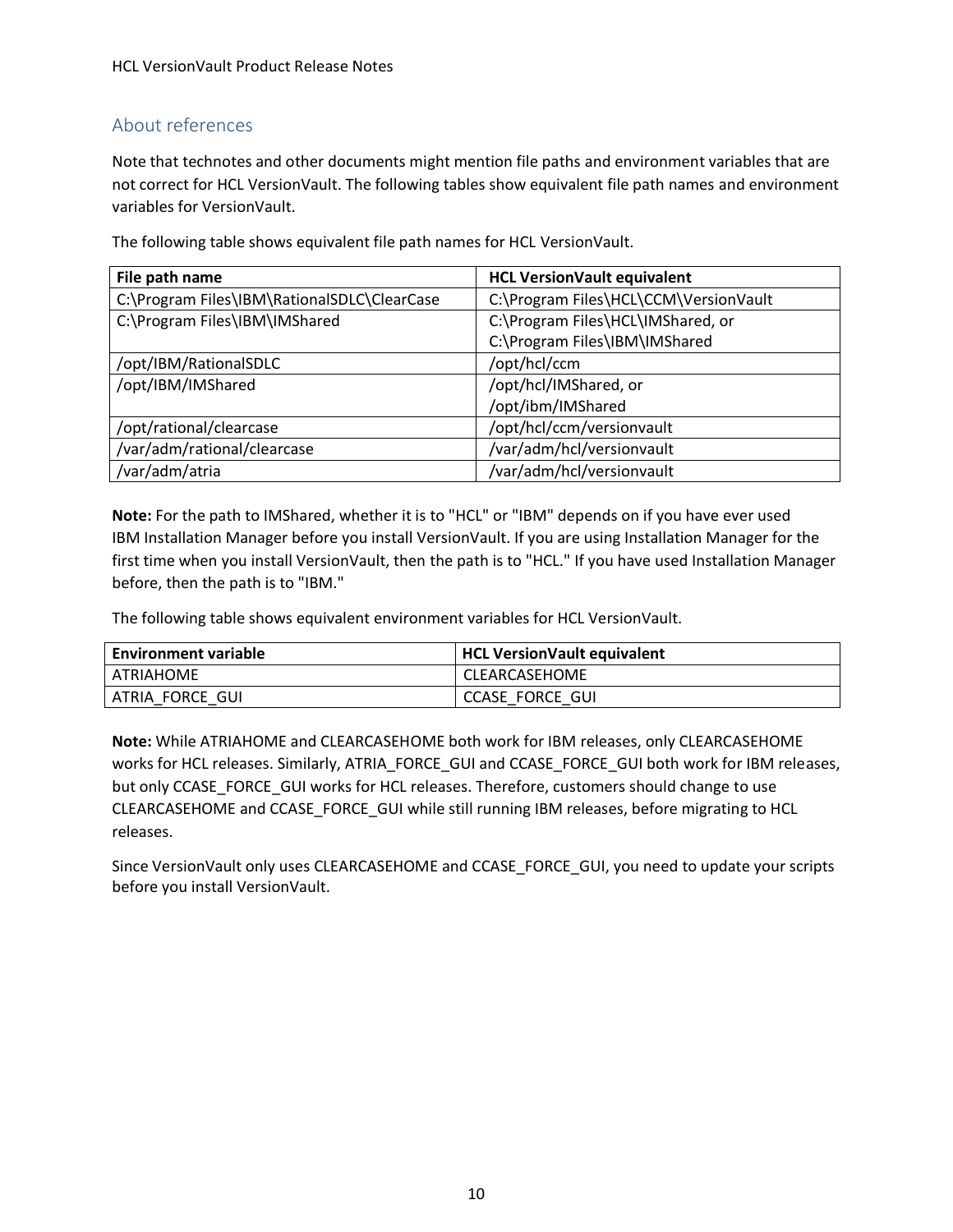## About references

Note that technotes and other documents might mention file paths and environment variables that are not correct for HCL VersionVault. The following tables show equivalent file path names and environment variables for VersionVault.

The following table shows equivalent file path names for HCL VersionVault.

| File path name | HCL VersionVault equivalent |
| --- | --- |
| C:\Program Files\IBM\RationalSDLC\ClearCase | C:\Program Files\HCL\CCM\VersionVault |
| C:\Program Files\IBM\IMShared | C:\Program Files\HCL\IMShared, or C:\Program Files\IBM\IMShared |
| /opt/IBM/RationalSDLC | /opt/hcl/ccm |
| /opt/IBM/IMShared | /opt/hcl/IMShared, or /opt/ibm/IMShared |
| /opt/rational/clearcase | /opt/hcl/ccm/versionvault |
| /var/adm/rational/clearcase | /var/adm/hcl/versionvault |
| /var/adm/atria | /var/adm/hcl/versionvault |

**Note:** For the path to IMShared, whether it is to "HCL" or "IBM" depends on if you have ever used IBM Installation Manager before you install VersionVault. If you are using Installation Manager for the first time when you install VersionVault, then the path is to "HCL." If you have used Installation Manager before, then the path is to "IBM."

The following table shows equivalent environment variables for HCL VersionVault.

| Environment variable | HCL VersionVault equivalent |
| --- | --- |
| ATRIAHOME | CLEARCASEHOME |
| ATRIA_FORCE_GUI | CCASE_FORCE_GUI |

**Note:** While ATRIAHOME and CLEARCASEHOME both work for IBM releases, only CLEARCASEHOME works for HCL releases. Similarly, ATRIA_FORCE_GUI and CCASE_FORCE_GUI both work for IBM releases, but only CCASE_FORCE_GUI works for HCL releases. Therefore, customers should change to use CLEARCASEHOME and CCASE_FORCE_GUI while still running IBM releases, before migrating to HCL releases.

Since VersionVault only uses CLEARCASEHOME and CCASE_FORCE_GUI, you need to update your scripts before you install VersionVault.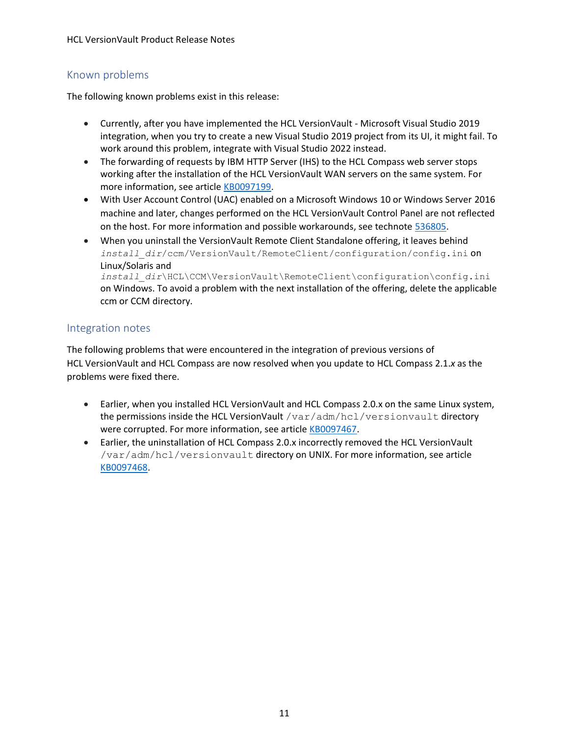## Known problems

The following known problems exist in this release:

- Currently, after you have implemented the HCL VersionVault - Microsoft Visual Studio 2019 integration, when you try to create a new Visual Studio 2019 project from its UI, it might fail. To work around this problem, integrate with Visual Studio 2022 instead.
- The forwarding of requests by IBM HTTP Server (IHS) to the HCL Compass web server stops working after the installation of the HCL VersionVault WAN servers on the same system. For more information, see article KB0097199.
- With User Account Control (UAC) enabled on a Microsoft Windows 10 or Windows Server 2016 machine and later, changes performed on the HCL VersionVault Control Panel are not reflected on the host. For more information and possible workarounds, see technote 536805.
- When you uninstall the VersionVault Remote Client Standalone offering, it leaves behind `install_dir/ccm/VersionVault/RemoteClient/configuration/config.ini` on Linux/Solaris and `install_dir\HCL\CCM\VersionVault\RemoteClient\configuration\config.ini` on Windows. To avoid a problem with the next installation of the offering, delete the applicable ccm or CCM directory.

## Integration notes

The following problems that were encountered in the integration of previous versions of HCL VersionVault and HCL Compass are now resolved when you update to HCL Compass 2.1.*x* as the problems were fixed there.

- Earlier, when you installed HCL VersionVault and HCL Compass 2.0.x on the same Linux system, the permissions inside the HCL VersionVault `/var/adm/hcl/versionvault` directory were corrupted. For more information, see article KB0097467.
- Earlier, the uninstallation of HCL Compass 2.0.x incorrectly removed the HCL VersionVault `/var/adm/hcl/versionvault` directory on UNIX. For more information, see article KB0097468.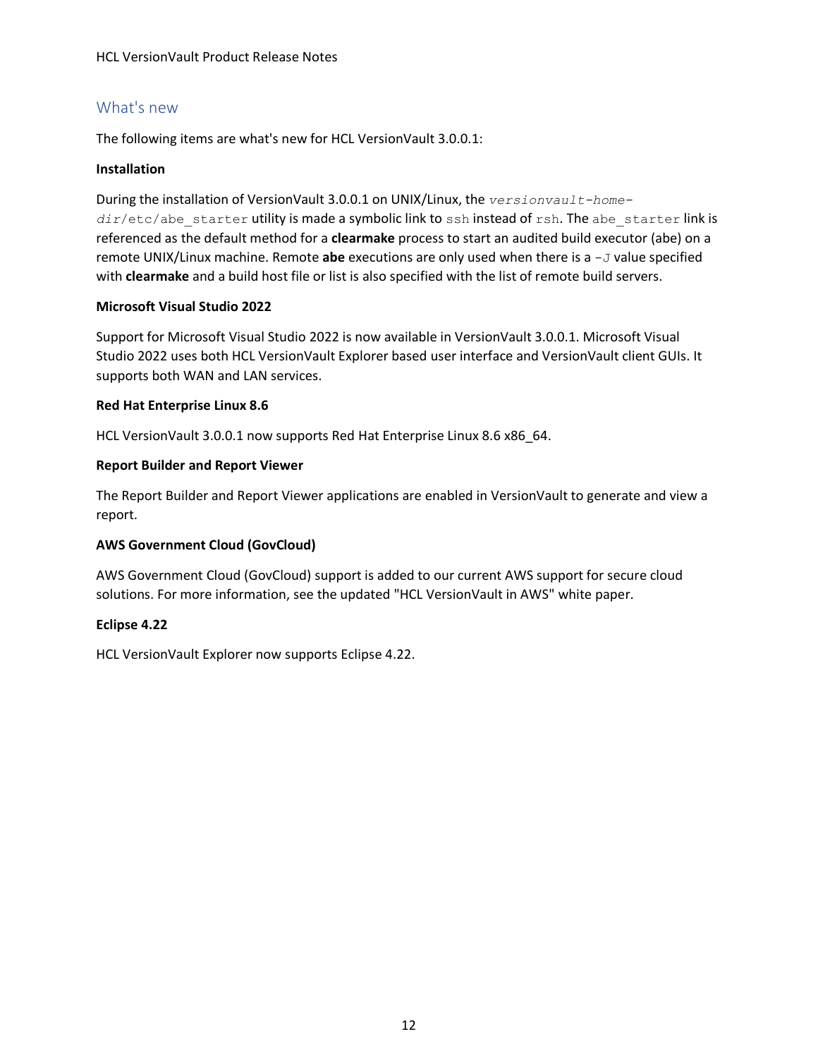## What's new

The following items are what's new for HCL VersionVault 3.0.0.1:

**Installation**

During the installation of VersionVault 3.0.0.1 on UNIX/Linux, the `versionvault-home-dir/etc/abe_starter` utility is made a symbolic link to `ssh` instead of `rsh`. The `abe_starter` link is referenced as the default method for a **clearmake** process to start an audited build executor (abe) on a remote UNIX/Linux machine. Remote **abe** executions are only used when there is a `-J` value specified with **clearmake** and a build host file or list is also specified with the list of remote build servers.

**Microsoft Visual Studio 2022**

Support for Microsoft Visual Studio 2022 is now available in VersionVault 3.0.0.1. Microsoft Visual Studio 2022 uses both HCL VersionVault Explorer based user interface and VersionVault client GUIs. It supports both WAN and LAN services.

**Red Hat Enterprise Linux 8.6**

HCL VersionVault 3.0.0.1 now supports Red Hat Enterprise Linux 8.6 x86_64.

**Report Builder and Report Viewer**

The Report Builder and Report Viewer applications are enabled in VersionVault to generate and view a report.

**AWS Government Cloud (GovCloud)**

AWS Government Cloud (GovCloud) support is added to our current AWS support for secure cloud solutions. For more information, see the updated "HCL VersionVault in AWS" white paper.

**Eclipse 4.22**

HCL VersionVault Explorer now supports Eclipse 4.22.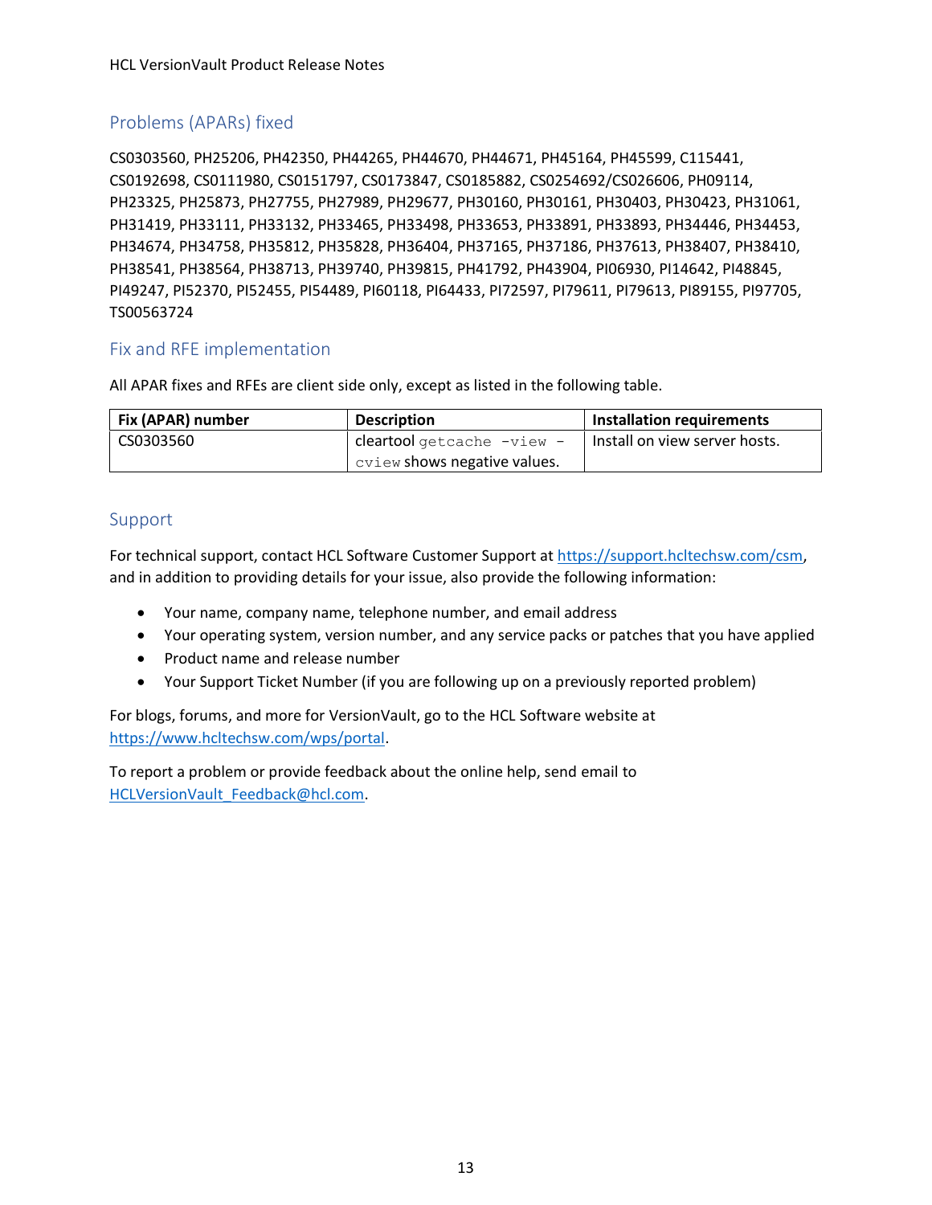## Problems (APARs) fixed

CS0303560, PH25206, PH42350, PH44265, PH44670, PH44671, PH45164, PH45599, C115441, CS0192698, CS0111980, CS0151797, CS0173847, CS0185882, CS0254692/CS026606, PH09114, PH23325, PH25873, PH27755, PH27989, PH29677, PH30160, PH30161, PH30403, PH30423, PH31061, PH31419, PH33111, PH33132, PH33465, PH33498, PH33653, PH33891, PH33893, PH34446, PH34453, PH34674, PH34758, PH35812, PH35828, PH36404, PH37165, PH37186, PH37613, PH38407, PH38410, PH38541, PH38564, PH38713, PH39740, PH39815, PH41792, PH43904, PI06930, PI14642, PI48845, PI49247, PI52370, PI52455, PI54489, PI60118, PI64433, PI72597, PI79611, PI79613, PI89155, PI97705, TS00563724

## Fix and RFE implementation

All APAR fixes and RFEs are client side only, except as listed in the following table.

| Fix (APAR) number | Description | Installation requirements |
|---|---|---|
| CS0303560 | cleartool `getcache -view -cview` shows negative values. | Install on view server hosts. |

## Support

For technical support, contact HCL Software Customer Support at https://support.hcltechsw.com/csm, and in addition to providing details for your issue, also provide the following information:

- Your name, company name, telephone number, and email address
- Your operating system, version number, and any service packs or patches that you have applied
- Product name and release number
- Your Support Ticket Number (if you are following up on a previously reported problem)

For blogs, forums, and more for VersionVault, go to the HCL Software website at https://www.hcltechsw.com/wps/portal.

To report a problem or provide feedback about the online help, send email to HCLVersionVault_Feedback@hcl.com.